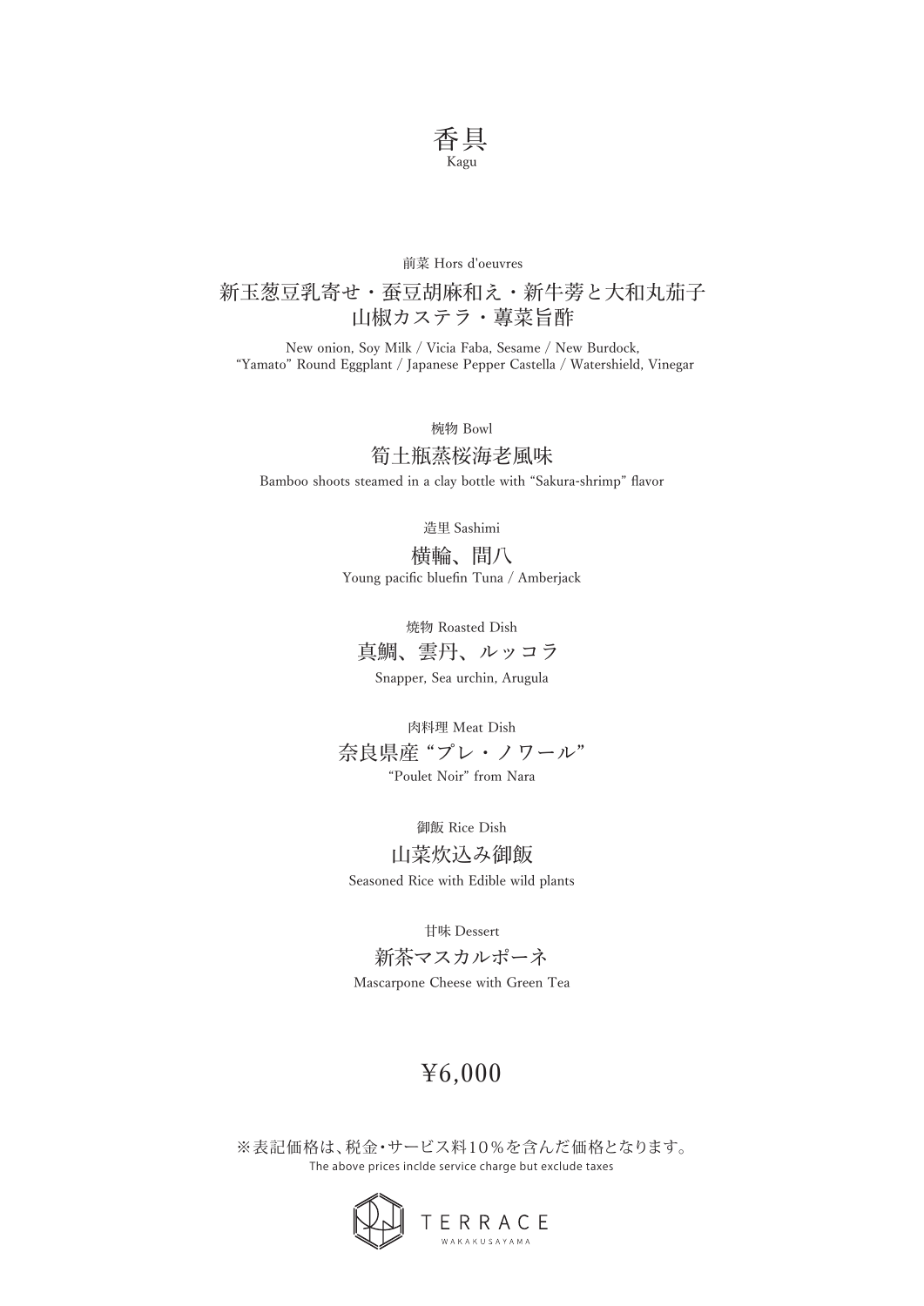# 香具
Kagu

前菜 Hors d'oeuvres

## 新玉葱豆乳寄せ・蚕豆胡麻和え・新牛蒡と大和丸茄子
## 山椒カステラ・蓴菜旨酢

New onion, Soy Milk / Vicia Faba, Sesame / New Burdock, "Yamato" Round Eggplant / Japanese Pepper Castella / Watershield, Vinegar

椀物 Bowl

## 筍土瓶蒸桜海老風味

Bamboo shoots steamed in a clay bottle with "Sakura-shrimp" flavor

造里 Sashimi

## 横輪、間八

Young pacific bluefin Tuna / Amberjack

焼物 Roasted Dish

## 真鯛、雲丹、ルッコラ

Snapper, Sea urchin, Arugula

肉料理 Meat Dish

## 奈良県産 "プレ・ノワール"

"Poulet Noir" from Nara

御飯 Rice Dish

## 山菜炊込み御飯

Seasoned Rice with Edible wild plants

甘味 Dessert

## 新茶マスカルポーネ

Mascarpone Cheese with Green Tea

## ¥6,000

※表記価格は、税金・サービス料10％を含んだ価格となります。
The above prices inclde service charge but exclude taxes

TERRACE
WAKAKUSAYAMA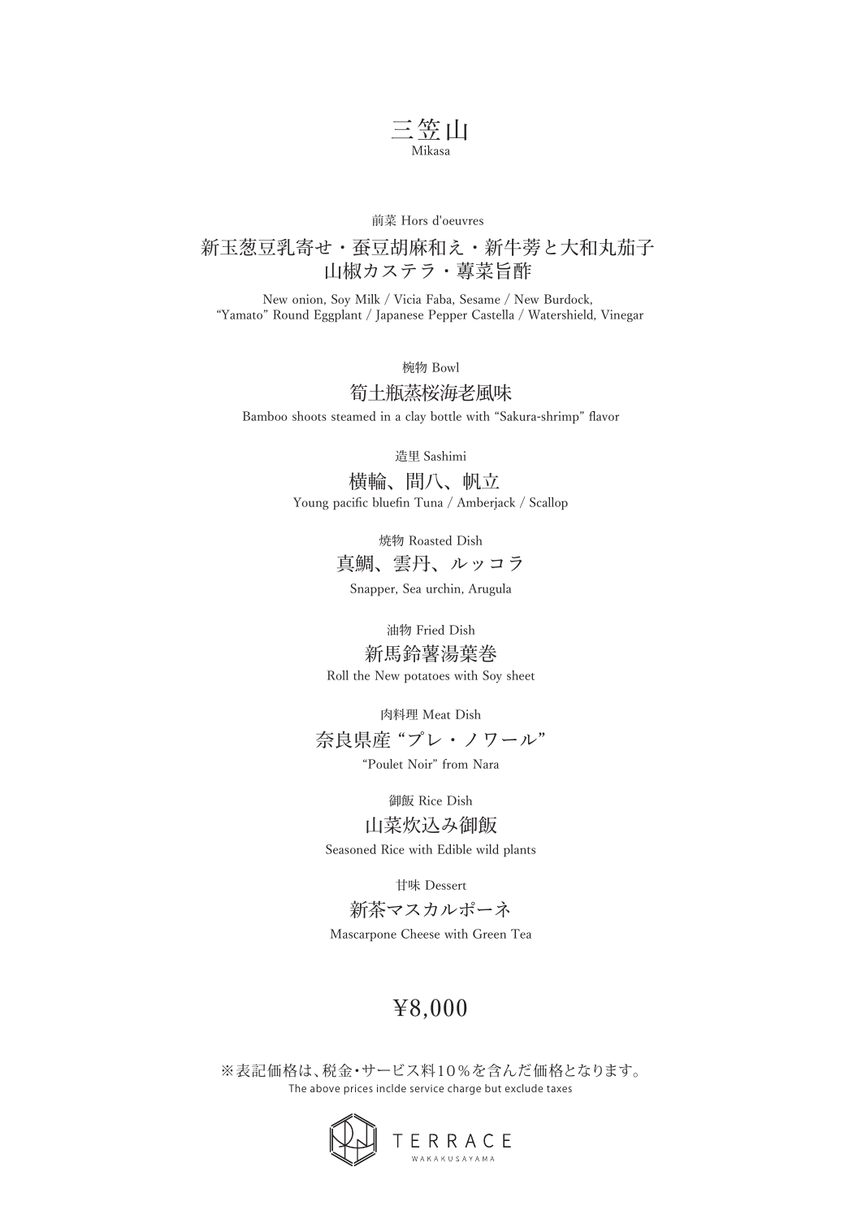# 三笠山
Mikasa

前菜 Hors d'oeuvres

**新玉葱豆乳寄せ・蚕豆胡麻和え・新牛蒡と大和丸茄子
山椒カステラ・蓴菜旨酢**

New onion, Soy Milk / Vicia Faba, Sesame / New Burdock,
"Yamato" Round Eggplant / Japanese Pepper Castella / Watershield, Vinegar

椀物 Bowl

**筍土瓶蒸桜海老風味**

Bamboo shoots steamed in a clay bottle with "Sakura-shrimp" flavor

造里 Sashimi

**横輪、間八、帆立**

Young pacific bluefin Tuna / Amberjack / Scallop

焼物 Roasted Dish

**真鯛、雲丹、ルッコラ**

Snapper, Sea urchin, Arugula

油物 Fried Dish

**新馬鈴薯湯葉巻**

Roll the New potatoes with Soy sheet

肉料理 Meat Dish

**奈良県産"プレ・ノワール"**

"Poulet Noir" from Nara

御飯 Rice Dish

**山菜炊込み御飯**

Seasoned Rice with Edible wild plants

甘味 Dessert

**新茶マスカルポーネ**

Mascarpone Cheese with Green Tea

## ¥8,000

※表記価格は、税金・サービス料10%を含んだ価格となります。
The above prices inclde service charge but exclude taxes

TERRACE
WAKAKUSAYAMA